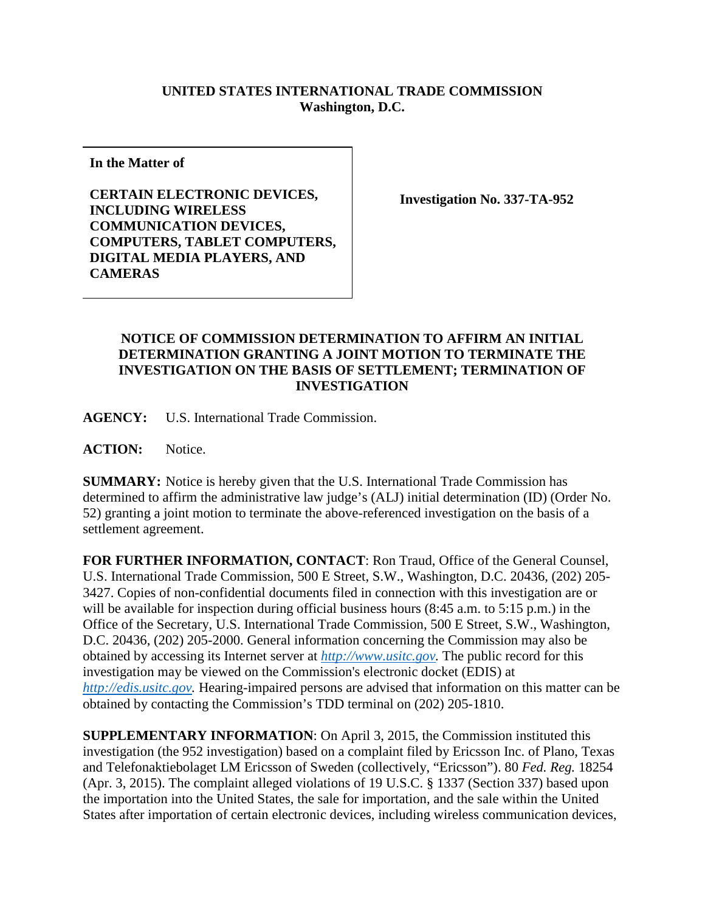**UNITED STATES INTERNATIONAL TRADE COMMISSION**
**Washington, D.C.**

| **In the Matter of**<br><br>**CERTAIN ELECTRONIC DEVICES, INCLUDING WIRELESS COMMUNICATION DEVICES, COMPUTERS, TABLET COMPUTERS, DIGITAL MEDIA PLAYERS, AND CAMERAS** | **Investigation No. 337-TA-952** |
|---|---|

## NOTICE OF COMMISSION DETERMINATION TO AFFIRM AN INITIAL DETERMINATION GRANTING A JOINT MOTION TO TERMINATE THE INVESTIGATION ON THE BASIS OF SETTLEMENT; TERMINATION OF INVESTIGATION

**AGENCY:** U.S. International Trade Commission.

**ACTION:** Notice.

**SUMMARY:** Notice is hereby given that the U.S. International Trade Commission has determined to affirm the administrative law judge's (ALJ) initial determination (ID) (Order No. 52) granting a joint motion to terminate the above-referenced investigation on the basis of a settlement agreement.

**FOR FURTHER INFORMATION, CONTACT**: Ron Traud, Office of the General Counsel, U.S. International Trade Commission, 500 E Street, S.W., Washington, D.C. 20436, (202) 205-3427. Copies of non-confidential documents filed in connection with this investigation are or will be available for inspection during official business hours (8:45 a.m. to 5:15 p.m.) in the Office of the Secretary, U.S. International Trade Commission, 500 E Street, S.W., Washington, D.C. 20436, (202) 205-2000. General information concerning the Commission may also be obtained by accessing its Internet server at *http://www.usitc.gov.* The public record for this investigation may be viewed on the Commission's electronic docket (EDIS) at *http://edis.usitc.gov.* Hearing-impaired persons are advised that information on this matter can be obtained by contacting the Commission's TDD terminal on (202) 205-1810.

**SUPPLEMENTARY INFORMATION**: On April 3, 2015, the Commission instituted this investigation (the 952 investigation) based on a complaint filed by Ericsson Inc. of Plano, Texas and Telefonaktiebolaget LM Ericsson of Sweden (collectively, "Ericsson"). 80 *Fed. Reg.* 18254 (Apr. 3, 2015). The complaint alleged violations of 19 U.S.C. § 1337 (Section 337) based upon the importation into the United States, the sale for importation, and the sale within the United States after importation of certain electronic devices, including wireless communication devices,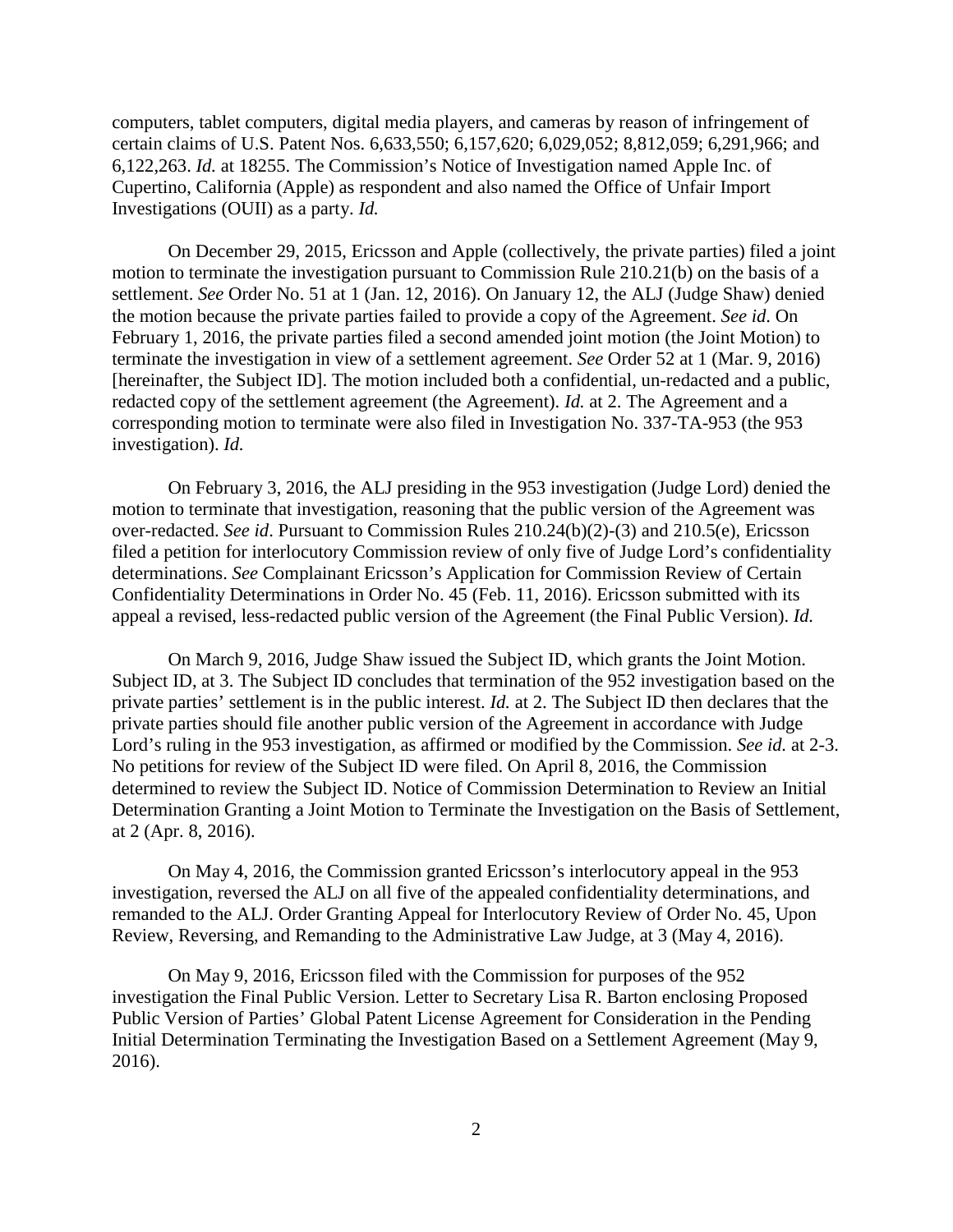computers, tablet computers, digital media players, and cameras by reason of infringement of certain claims of U.S. Patent Nos. 6,633,550; 6,157,620; 6,029,052; 8,812,059; 6,291,966; and 6,122,263. *Id.* at 18255. The Commission's Notice of Investigation named Apple Inc. of Cupertino, California (Apple) as respondent and also named the Office of Unfair Import Investigations (OUII) as a party. *Id.*

On December 29, 2015, Ericsson and Apple (collectively, the private parties) filed a joint motion to terminate the investigation pursuant to Commission Rule 210.21(b) on the basis of a settlement. *See* Order No. 51 at 1 (Jan. 12, 2016). On January 12, the ALJ (Judge Shaw) denied the motion because the private parties failed to provide a copy of the Agreement. *See id*. On February 1, 2016, the private parties filed a second amended joint motion (the Joint Motion) to terminate the investigation in view of a settlement agreement. *See* Order 52 at 1 (Mar. 9, 2016) [hereinafter, the Subject ID]. The motion included both a confidential, un-redacted and a public, redacted copy of the settlement agreement (the Agreement). *Id.* at 2. The Agreement and a corresponding motion to terminate were also filed in Investigation No. 337-TA-953 (the 953 investigation). *Id.*

On February 3, 2016, the ALJ presiding in the 953 investigation (Judge Lord) denied the motion to terminate that investigation, reasoning that the public version of the Agreement was over-redacted. *See id*. Pursuant to Commission Rules 210.24(b)(2)-(3) and 210.5(e), Ericsson filed a petition for interlocutory Commission review of only five of Judge Lord's confidentiality determinations. *See* Complainant Ericsson's Application for Commission Review of Certain Confidentiality Determinations in Order No. 45 (Feb. 11, 2016). Ericsson submitted with its appeal a revised, less-redacted public version of the Agreement (the Final Public Version). *Id.*

On March 9, 2016, Judge Shaw issued the Subject ID, which grants the Joint Motion. Subject ID, at 3. The Subject ID concludes that termination of the 952 investigation based on the private parties' settlement is in the public interest. *Id.* at 2. The Subject ID then declares that the private parties should file another public version of the Agreement in accordance with Judge Lord's ruling in the 953 investigation, as affirmed or modified by the Commission. *See id.* at 2-3. No petitions for review of the Subject ID were filed. On April 8, 2016, the Commission determined to review the Subject ID. Notice of Commission Determination to Review an Initial Determination Granting a Joint Motion to Terminate the Investigation on the Basis of Settlement, at 2 (Apr. 8, 2016).

On May 4, 2016, the Commission granted Ericsson's interlocutory appeal in the 953 investigation, reversed the ALJ on all five of the appealed confidentiality determinations, and remanded to the ALJ. Order Granting Appeal for Interlocutory Review of Order No. 45, Upon Review, Reversing, and Remanding to the Administrative Law Judge, at 3 (May 4, 2016).

On May 9, 2016, Ericsson filed with the Commission for purposes of the 952 investigation the Final Public Version. Letter to Secretary Lisa R. Barton enclosing Proposed Public Version of Parties' Global Patent License Agreement for Consideration in the Pending Initial Determination Terminating the Investigation Based on a Settlement Agreement (May 9, 2016).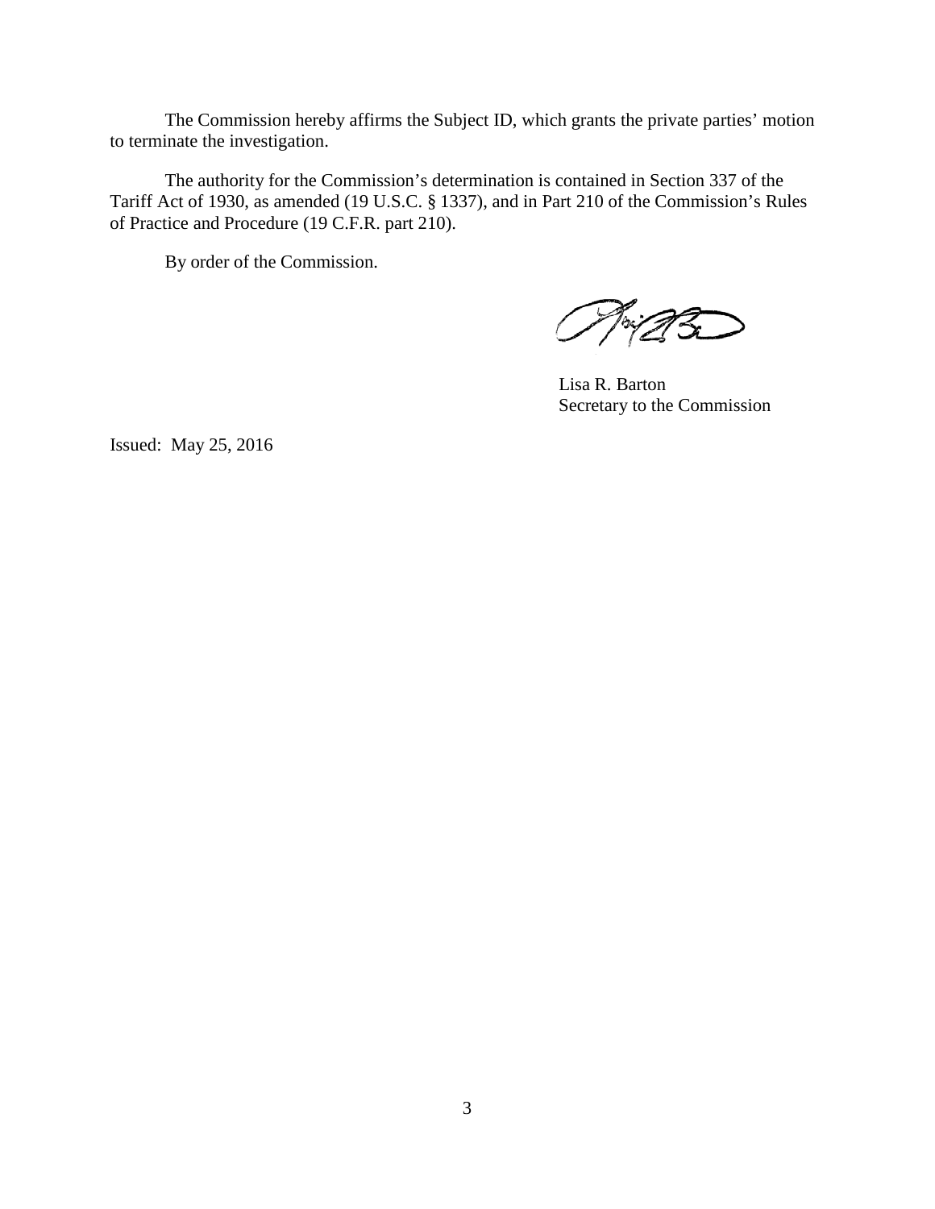The Commission hereby affirms the Subject ID, which grants the private parties' motion to terminate the investigation.

The authority for the Commission's determination is contained in Section 337 of the Tariff Act of 1930, as amended (19 U.S.C. § 1337), and in Part 210 of the Commission's Rules of Practice and Procedure (19 C.F.R. part 210).

By order of the Commission.

Lisa R. Barton
Secretary to the Commission

Issued: May 25, 2016